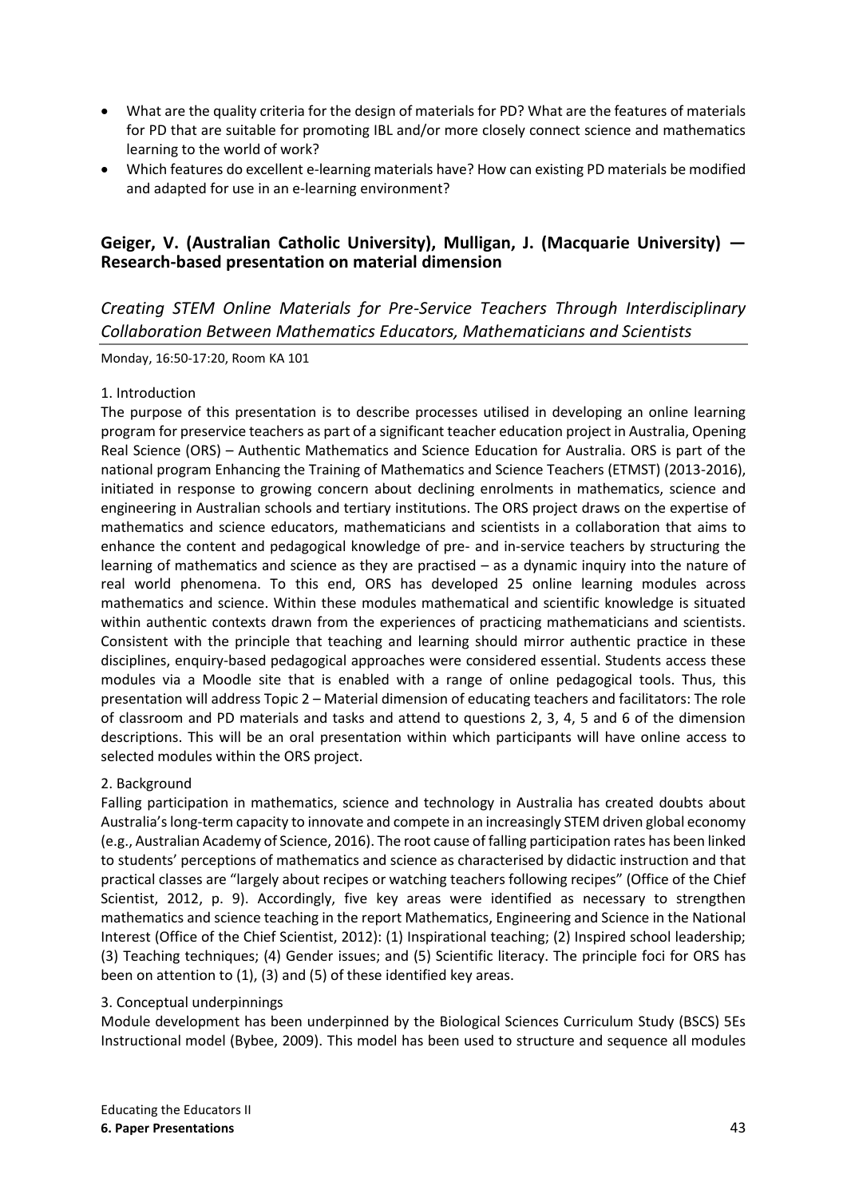- What are the quality criteria for the design of materials for PD? What are the features of materials for PD that are suitable for promoting IBL and/or more closely connect science and mathematics learning to the world of work?
- Which features do excellent e-learning materials have? How can existing PD materials be modified and adapted for use in an e-learning environment?

## Geiger, V. (Australian Catholic University), Mulligan, J. (Macquarie University) — Research-based presentation on material dimension

### *Creating STEM Online Materials for Pre-Service Teachers Through Interdisciplinary Collaboration Between Mathematics Educators, Mathematicians and Scientists*

Monday, 16:50-17:20, Room KA 101

1. Introduction

The purpose of this presentation is to describe processes utilised in developing an online learning program for preservice teachers as part of a significant teacher education project in Australia, Opening Real Science (ORS) – Authentic Mathematics and Science Education for Australia. ORS is part of the national program Enhancing the Training of Mathematics and Science Teachers (ETMST) (2013-2016), initiated in response to growing concern about declining enrolments in mathematics, science and engineering in Australian schools and tertiary institutions. The ORS project draws on the expertise of mathematics and science educators, mathematicians and scientists in a collaboration that aims to enhance the content and pedagogical knowledge of pre- and in-service teachers by structuring the learning of mathematics and science as they are practised – as a dynamic inquiry into the nature of real world phenomena. To this end, ORS has developed 25 online learning modules across mathematics and science. Within these modules mathematical and scientific knowledge is situated within authentic contexts drawn from the experiences of practicing mathematicians and scientists. Consistent with the principle that teaching and learning should mirror authentic practice in these disciplines, enquiry-based pedagogical approaches were considered essential. Students access these modules via a Moodle site that is enabled with a range of online pedagogical tools. Thus, this presentation will address Topic 2 – Material dimension of educating teachers and facilitators: The role of classroom and PD materials and tasks and attend to questions 2, 3, 4, 5 and 6 of the dimension descriptions. This will be an oral presentation within which participants will have online access to selected modules within the ORS project.

2. Background

Falling participation in mathematics, science and technology in Australia has created doubts about Australia's long-term capacity to innovate and compete in an increasingly STEM driven global economy (e.g., Australian Academy of Science, 2016). The root cause of falling participation rates has been linked to students' perceptions of mathematics and science as characterised by didactic instruction and that practical classes are "largely about recipes or watching teachers following recipes" (Office of the Chief Scientist, 2012, p. 9). Accordingly, five key areas were identified as necessary to strengthen mathematics and science teaching in the report Mathematics, Engineering and Science in the National Interest (Office of the Chief Scientist, 2012): (1) Inspirational teaching; (2) Inspired school leadership; (3) Teaching techniques; (4) Gender issues; and (5) Scientific literacy. The principle foci for ORS has been on attention to (1), (3) and (5) of these identified key areas.

3. Conceptual underpinnings

Module development has been underpinned by the Biological Sciences Curriculum Study (BSCS) 5Es Instructional model (Bybee, 2009). This model has been used to structure and sequence all modules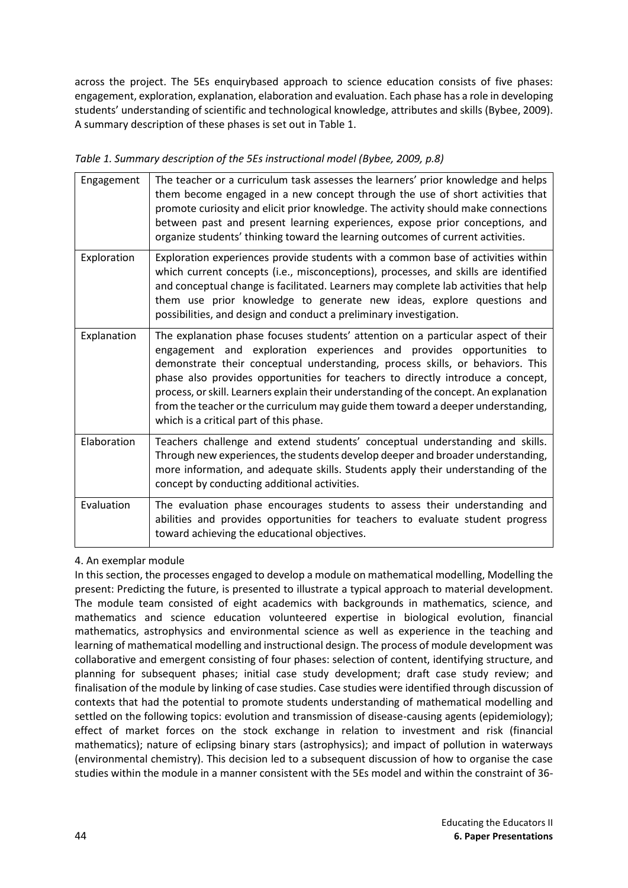across the project. The 5Es enquirybased approach to science education consists of five phases: engagement, exploration, explanation, elaboration and evaluation. Each phase has a role in developing students' understanding of scientific and technological knowledge, attributes and skills (Bybee, 2009). A summary description of these phases is set out in Table 1.

*Table 1. Summary description of the 5Es instructional model (Bybee, 2009, p.8)*

| | |
|---|---|
| Engagement | The teacher or a curriculum task assesses the learners' prior knowledge and helps them become engaged in a new concept through the use of short activities that promote curiosity and elicit prior knowledge. The activity should make connections between past and present learning experiences, expose prior conceptions, and organize students' thinking toward the learning outcomes of current activities. |
| Exploration | Exploration experiences provide students with a common base of activities within which current concepts (i.e., misconceptions), processes, and skills are identified and conceptual change is facilitated. Learners may complete lab activities that help them use prior knowledge to generate new ideas, explore questions and possibilities, and design and conduct a preliminary investigation. |
| Explanation | The explanation phase focuses students' attention on a particular aspect of their engagement and exploration experiences and provides opportunities to demonstrate their conceptual understanding, process skills, or behaviors. This phase also provides opportunities for teachers to directly introduce a concept, process, or skill. Learners explain their understanding of the concept. An explanation from the teacher or the curriculum may guide them toward a deeper understanding, which is a critical part of this phase. |
| Elaboration | Teachers challenge and extend students' conceptual understanding and skills. Through new experiences, the students develop deeper and broader understanding, more information, and adequate skills. Students apply their understanding of the concept by conducting additional activities. |
| Evaluation | The evaluation phase encourages students to assess their understanding and abilities and provides opportunities for teachers to evaluate student progress toward achieving the educational objectives. |

4. An exemplar module

In this section, the processes engaged to develop a module on mathematical modelling, Modelling the present: Predicting the future, is presented to illustrate a typical approach to material development. The module team consisted of eight academics with backgrounds in mathematics, science, and mathematics and science education volunteered expertise in biological evolution, financial mathematics, astrophysics and environmental science as well as experience in the teaching and learning of mathematical modelling and instructional design. The process of module development was collaborative and emergent consisting of four phases: selection of content, identifying structure, and planning for subsequent phases; initial case study development; draft case study review; and finalisation of the module by linking of case studies. Case studies were identified through discussion of contexts that had the potential to promote students understanding of mathematical modelling and settled on the following topics: evolution and transmission of disease-causing agents (epidemiology); effect of market forces on the stock exchange in relation to investment and risk (financial mathematics); nature of eclipsing binary stars (astrophysics); and impact of pollution in waterways (environmental chemistry). This decision led to a subsequent discussion of how to organise the case studies within the module in a manner consistent with the 5Es model and within the constraint of 36-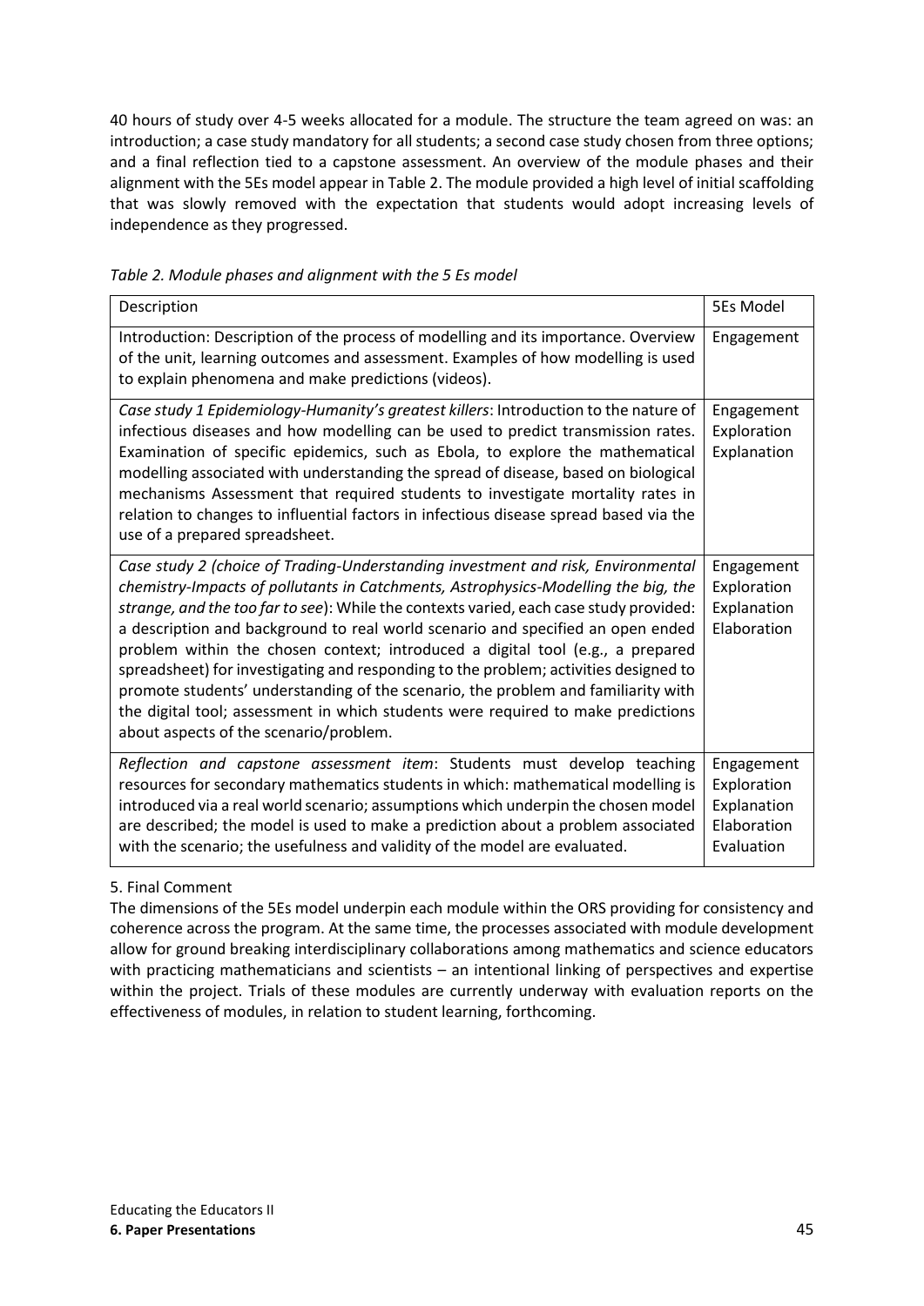40 hours of study over 4-5 weeks allocated for a module. The structure the team agreed on was: an introduction; a case study mandatory for all students; a second case study chosen from three options; and a final reflection tied to a capstone assessment. An overview of the module phases and their alignment with the 5Es model appear in Table 2. The module provided a high level of initial scaffolding that was slowly removed with the expectation that students would adopt increasing levels of independence as they progressed.

*Table 2. Module phases and alignment with the 5 Es model*

| Description | 5Es Model |
|---|---|
| Introduction: Description of the process of modelling and its importance. Overview of the unit, learning outcomes and assessment. Examples of how modelling is used to explain phenomena and make predictions (videos). | Engagement |
| *Case study 1 Epidemiology-Humanity's greatest killers*: Introduction to the nature of infectious diseases and how modelling can be used to predict transmission rates. Examination of specific epidemics, such as Ebola, to explore the mathematical modelling associated with understanding the spread of disease, based on biological mechanisms Assessment that required students to investigate mortality rates in relation to changes to influential factors in infectious disease spread based via the use of a prepared spreadsheet. | Engagement<br>Exploration<br>Explanation |
| *Case study 2 (choice of Trading-Understanding investment and risk, Environmental chemistry-Impacts of pollutants in Catchments, Astrophysics-Modelling the big, the strange, and the too far to see*): While the contexts varied, each case study provided: a description and background to real world scenario and specified an open ended problem within the chosen context; introduced a digital tool (e.g., a prepared spreadsheet) for investigating and responding to the problem; activities designed to promote students' understanding of the scenario, the problem and familiarity with the digital tool; assessment in which students were required to make predictions about aspects of the scenario/problem. | Engagement<br>Exploration<br>Explanation<br>Elaboration |
| *Reflection and capstone assessment item*: Students must develop teaching resources for secondary mathematics students in which: mathematical modelling is introduced via a real world scenario; assumptions which underpin the chosen model are described; the model is used to make a prediction about a problem associated with the scenario; the usefulness and validity of the model are evaluated. | Engagement<br>Exploration<br>Explanation<br>Elaboration<br>Evaluation |

5. Final Comment

The dimensions of the 5Es model underpin each module within the ORS providing for consistency and coherence across the program. At the same time, the processes associated with module development allow for ground breaking interdisciplinary collaborations among mathematics and science educators with practicing mathematicians and scientists – an intentional linking of perspectives and expertise within the project. Trials of these modules are currently underway with evaluation reports on the effectiveness of modules, in relation to student learning, forthcoming.